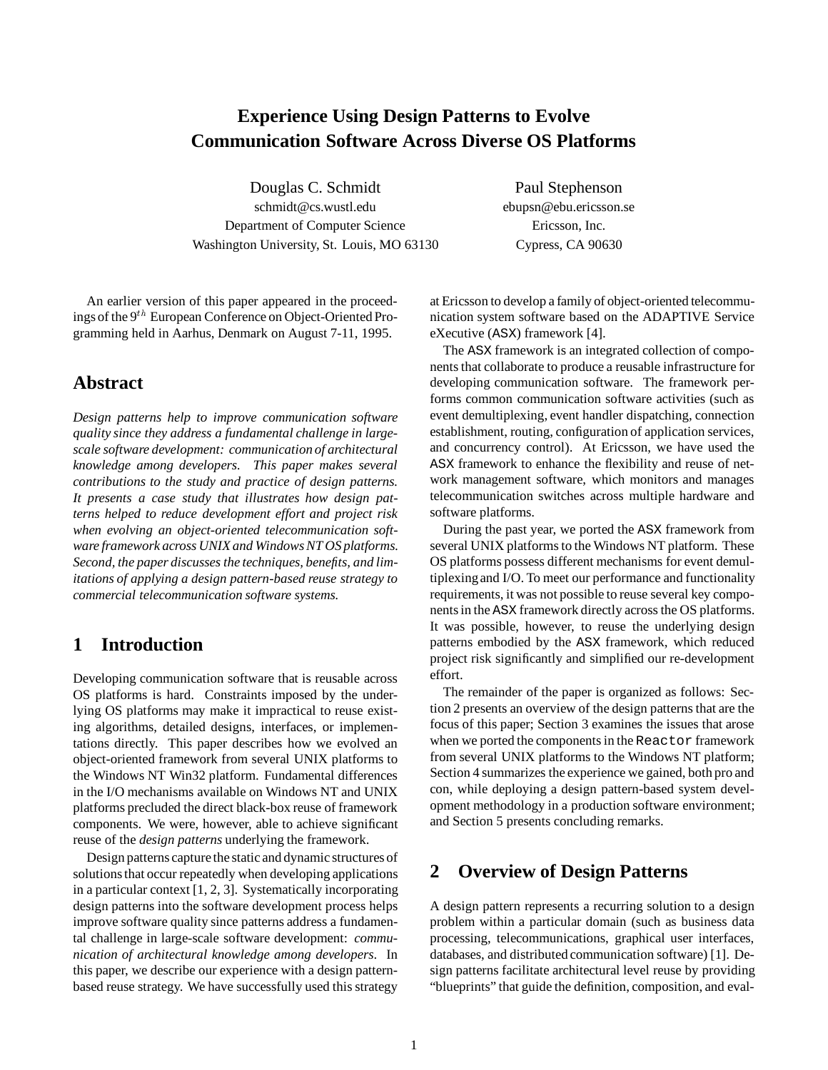# Experience Using Design Patterns to Evolve Communication Software Across Diverse OS Platforms

Douglas C. Schmidt
schmidt@cs.wustl.edu
Department of Computer Science
Washington University, St. Louis, MO 63130

Paul Stephenson
ebupsn@ebu.ericsson.se
Ericsson, Inc.
Cypress, CA 90630

An earlier version of this paper appeared in the proceedings of the 9$^{th}$ European Conference on Object-Oriented Programming held in Aarhus, Denmark on August 7-11, 1995.

## Abstract

*Design patterns help to improve communication software quality since they address a fundamental challenge in large-scale software development: communication of architectural knowledge among developers. This paper makes several contributions to the study and practice of design patterns. It presents a case study that illustrates how design patterns helped to reduce development effort and project risk when evolving an object-oriented telecommunication software framework across UNIX and Windows NT OS platforms. Second, the paper discusses the techniques, benefits, and limitations of applying a design pattern-based reuse strategy to commercial telecommunication software systems.*

## 1 Introduction

Developing communication software that is reusable across OS platforms is hard. Constraints imposed by the underlying OS platforms may make it impractical to reuse existing algorithms, detailed designs, interfaces, or implementations directly. This paper describes how we evolved an object-oriented framework from several UNIX platforms to the Windows NT Win32 platform. Fundamental differences in the I/O mechanisms available on Windows NT and UNIX platforms precluded the direct black-box reuse of framework components. We were, however, able to achieve significant reuse of the *design patterns* underlying the framework.

Design patterns capture the static and dynamic structures of solutions that occur repeatedly when developing applications in a particular context [1, 2, 3]. Systematically incorporating design patterns into the software development process helps improve software quality since patterns address a fundamental challenge in large-scale software development: *communication of architectural knowledge among developers*. In this paper, we describe our experience with a design pattern-based reuse strategy. We have successfully used this strategy at Ericsson to develop a family of object-oriented telecommunication system software based on the ADAPTIVE Service eXecutive (ASX) framework [4].

The ASX framework is an integrated collection of components that collaborate to produce a reusable infrastructure for developing communication software. The framework performs common communication software activities (such as event demultiplexing, event handler dispatching, connection establishment, routing, configuration of application services, and concurrency control). At Ericsson, we have used the ASX framework to enhance the flexibility and reuse of network management software, which monitors and manages telecommunication switches across multiple hardware and software platforms.

During the past year, we ported the ASX framework from several UNIX platforms to the Windows NT platform. These OS platforms possess different mechanisms for event demultiplexing and I/O. To meet our performance and functionality requirements, it was not possible to reuse several key components in the ASX framework directly across the OS platforms. It was possible, however, to reuse the underlying design patterns embodied by the ASX framework, which reduced project risk significantly and simplified our re-development effort.

The remainder of the paper is organized as follows: Section 2 presents an overview of the design patterns that are the focus of this paper; Section 3 examines the issues that arose when we ported the components in the `Reactor` framework from several UNIX platforms to the Windows NT platform; Section 4 summarizes the experience we gained, both pro and con, while deploying a design pattern-based system development methodology in a production software environment; and Section 5 presents concluding remarks.

## 2 Overview of Design Patterns

A design pattern represents a recurring solution to a design problem within a particular domain (such as business data processing, telecommunications, graphical user interfaces, databases, and distributed communication software) [1]. Design patterns facilitate architectural level reuse by providing "blueprints" that guide the definition, composition, and eval-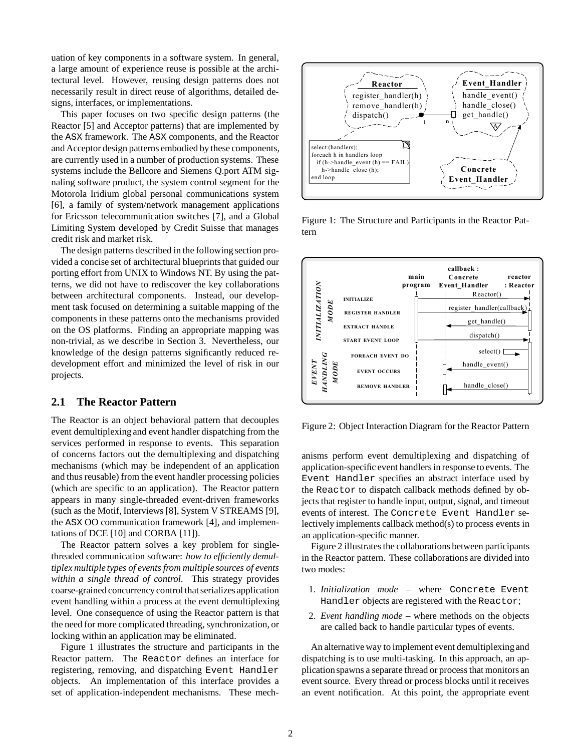uation of key components in a software system. In general, a large amount of experience reuse is possible at the architectural level. However, reusing design patterns does not necessarily result in direct reuse of algorithms, detailed designs, interfaces, or implementations.

This paper focuses on two specific design patterns (the Reactor [5] and Acceptor patterns) that are implemented by the ASX framework. The ASX components, and the Reactor and Acceptor design patterns embodied by these components, are currently used in a number of production systems. These systems include the Bellcore and Siemens Q.port ATM signaling software product, the system control segment for the Motorola Iridium global personal communications system [6], a family of system/network management applications for Ericsson telecommunication switches [7], and a Global Limiting System developed by Credit Suisse that manages credit risk and market risk.

The design patterns described in the following section provided a concise set of architectural blueprints that guided our porting effort from UNIX to Windows NT. By using the patterns, we did not have to rediscover the key collaborations between architectural components. Instead, our development task focused on determining a suitable mapping of the components in these patterns onto the mechanisms provided on the OS platforms. Finding an appropriate mapping was non-trivial, as we describe in Section 3. Nevertheless, our knowledge of the design patterns significantly reduced redevelopment effort and minimized the level of risk in our projects.

## 2.1 The Reactor Pattern

The Reactor is an object behavioral pattern that decouples event demultiplexing and event handler dispatching from the services performed in response to events. This separation of concerns factors out the demultiplexing and dispatching mechanisms (which may be independent of an application and thus reusable) from the event handler processing policies (which are specific to an application). The Reactor pattern appears in many single-threaded event-driven frameworks (such as the Motif, Interviews [8], System V STREAMS [9], the ASX OO communication framework [4], and implementations of DCE [10] and CORBA [11]).

The Reactor pattern solves a key problem for single-threaded communication software: *how to efficiently demultiplex multiple types of events from multiple sources of events within a single thread of control.* This strategy provides coarse-grained concurrency control that serializes application event handling within a process at the event demultiplexing level. One consequence of using the Reactor pattern is that the need for more complicated threading, synchronization, or locking within an application may be eliminated.

Figure 1 illustrates the structure and participants in the Reactor pattern. The `Reactor` defines an interface for registering, removing, and dispatching `Event Handler` objects. An implementation of this interface provides a set of application-independent mechanisms. These mechanisms perform event demultiplexing and dispatching of application-specific event handlers in response to events. The `Event Handler` specifies an abstract interface used by the `Reactor` to dispatch callback methods defined by objects that register to handle input, output, signal, and timeout events of interest. The `Concrete Event Handler` selectively implements callback method(s) to process events in an application-specific manner.

Figure 1: The Structure and Participants in the Reactor Pattern

Figure 2: Object Interaction Diagram for the Reactor Pattern

Figure 2 illustrates the collaborations between participants in the Reactor pattern. These collaborations are divided into two modes:

1. *Initialization mode* – where `Concrete Event Handler` objects are registered with the `Reactor`;
2. *Event handling mode* – where methods on the objects are called back to handle particular types of events.

An alternative way to implement event demultiplexing and dispatching is to use multi-tasking. In this approach, an application spawns a separate thread or process that monitors an event source. Every thread or process blocks until it receives an event notification. At this point, the appropriate event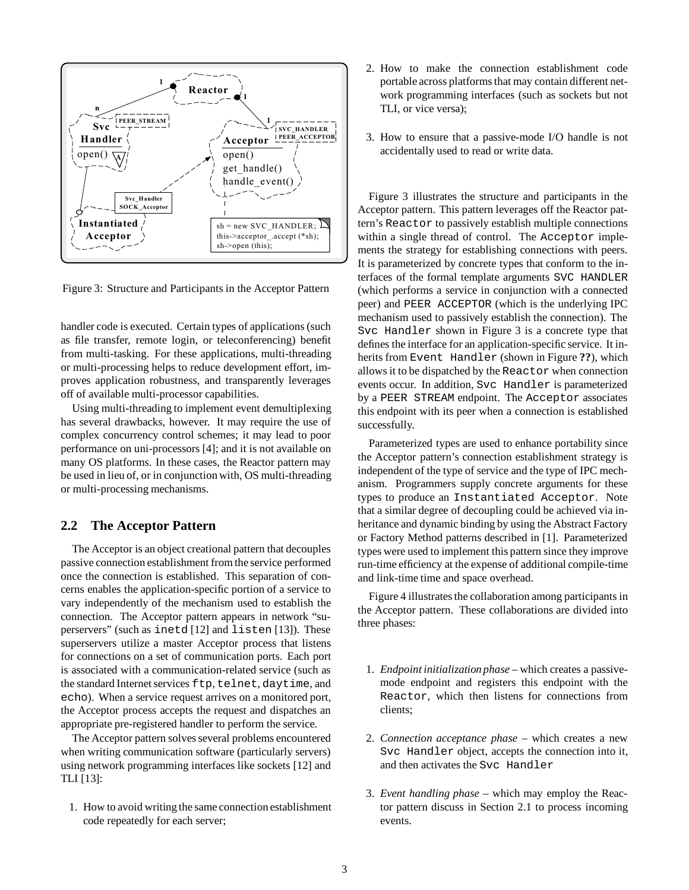Figure 3: Structure and Participants in the Acceptor Pattern

handler code is executed. Certain types of applications (such as file transfer, remote login, or teleconferencing) benefit from multi-tasking. For these applications, multi-threading or multi-processing helps to reduce development effort, improves application robustness, and transparently leverages off of available multi-processor capabilities.

Using multi-threading to implement event demultiplexing has several drawbacks, however. It may require the use of complex concurrency control schemes; it may lead to poor performance on uni-processors [4]; and it is not available on many OS platforms. In these cases, the Reactor pattern may be used in lieu of, or in conjunction with, OS multi-threading or multi-processing mechanisms.

## 2.2 The Acceptor Pattern

The Acceptor is an object creational pattern that decouples passive connection establishment from the service performed once the connection is established. This separation of concerns enables the application-specific portion of a service to vary independently of the mechanism used to establish the connection. The Acceptor pattern appears in network "superservers" (such as `inetd` [12] and `listen` [13]). These superservers utilize a master Acceptor process that listens for connections on a set of communication ports. Each port is associated with a communication-related service (such as the standard Internet services `ftp`, `telnet`, `daytime`, and `echo`). When a service request arrives on a monitored port, the Acceptor process accepts the request and dispatches an appropriate pre-registered handler to perform the service.

The Acceptor pattern solves several problems encountered when writing communication software (particularly servers) using network programming interfaces like sockets [12] and TLI [13]:

1. How to avoid writing the same connection establishment code repeatedly for each server;
2. How to make the connection establishment code portable across platforms that may contain different network programming interfaces (such as sockets but not TLI, or vice versa);
3. How to ensure that a passive-mode I/O handle is not accidentally used to read or write data.

Figure 3 illustrates the structure and participants in the Acceptor pattern. This pattern leverages off the Reactor pattern's `Reactor` to passively establish multiple connections within a single thread of control. The `Acceptor` implements the strategy for establishing connections with peers. It is parameterized by concrete types that conform to the interfaces of the formal template arguments `SVC HANDLER` (which performs a service in conjunction with a connected peer) and `PEER ACCEPTOR` (which is the underlying IPC mechanism used to passively establish the connection). The `Svc Handler` shown in Figure 3 is a concrete type that defines the interface for an application-specific service. It inherits from `Event Handler` (shown in Figure **??**), which allows it to be dispatched by the `Reactor` when connection events occur. In addition, `Svc Handler` is parameterized by a `PEER STREAM` endpoint. The `Acceptor` associates this endpoint with its peer when a connection is established successfully.

Parameterized types are used to enhance portability since the Acceptor pattern's connection establishment strategy is independent of the type of service and the type of IPC mechanism. Programmers supply concrete arguments for these types to produce an `Instantiated Acceptor`. Note that a similar degree of decoupling could be achieved via inheritance and dynamic binding by using the Abstract Factory or Factory Method patterns described in [1]. Parameterized types were used to implement this pattern since they improve run-time efficiency at the expense of additional compile-time and link-time time and space overhead.

Figure 4 illustrates the collaboration among participants in the Acceptor pattern. These collaborations are divided into three phases:

1. *Endpoint initialization phase* – which creates a passive-mode endpoint and registers this endpoint with the `Reactor`, which then listens for connections from clients;
2. *Connection acceptance phase* – which creates a new `Svc Handler` object, accepts the connection into it, and then activates the `Svc Handler`
3. *Event handling phase* – which may employ the Reactor pattern discuss in Section 2.1 to process incoming events.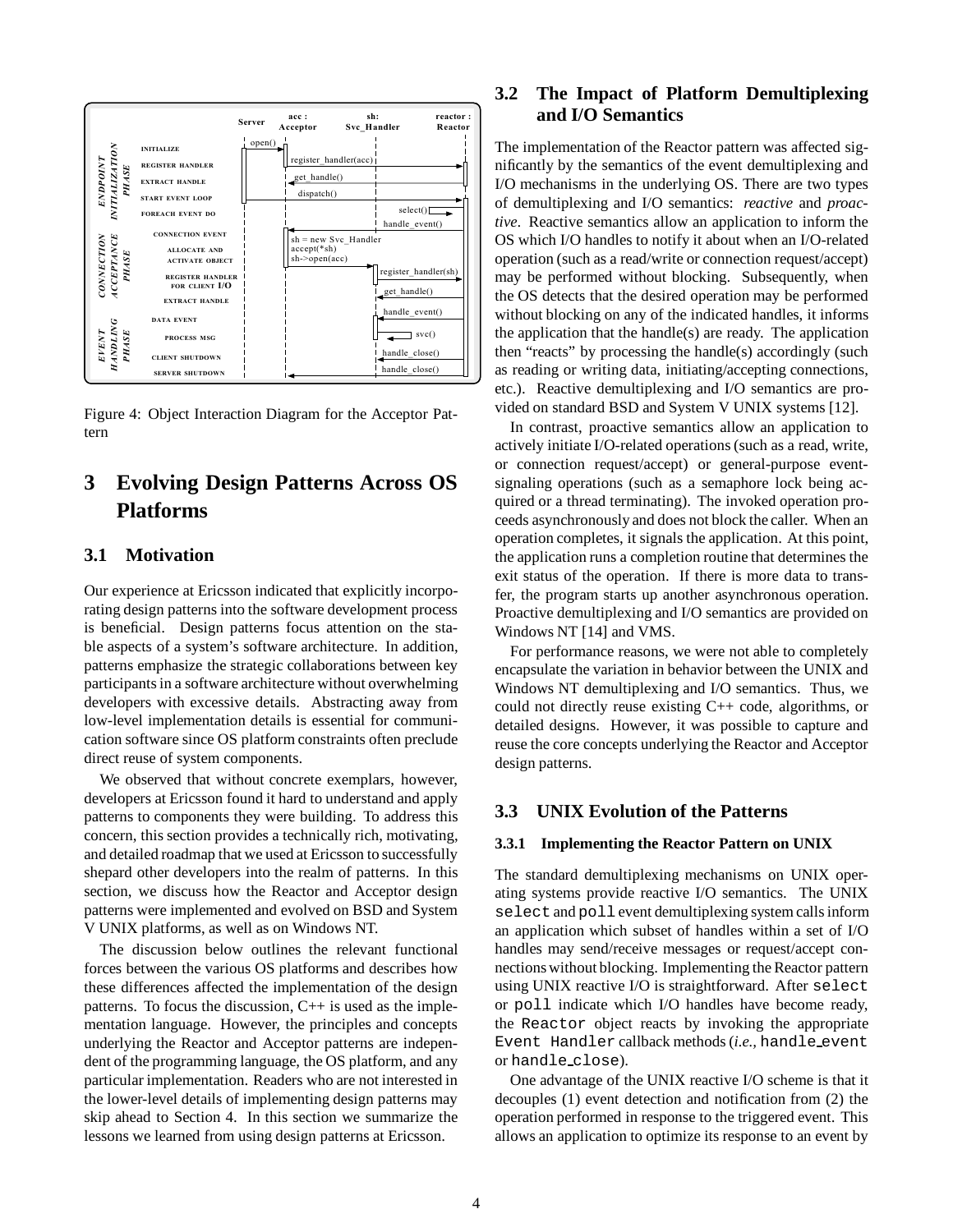Figure 4: Object Interaction Diagram for the Acceptor Pattern

# 3 Evolving Design Patterns Across OS Platforms

## 3.1 Motivation

Our experience at Ericsson indicated that explicitly incorporating design patterns into the software development process is beneficial. Design patterns focus attention on the stable aspects of a system's software architecture. In addition, patterns emphasize the strategic collaborations between key participants in a software architecture without overwhelming developers with excessive details. Abstracting away from low-level implementation details is essential for communication software since OS platform constraints often preclude direct reuse of system components.

We observed that without concrete exemplars, however, developers at Ericsson found it hard to understand and apply patterns to components they were building. To address this concern, this section provides a technically rich, motivating, and detailed roadmap that we used at Ericsson to successfully shepard other developers into the realm of patterns. In this section, we discuss how the Reactor and Acceptor design patterns were implemented and evolved on BSD and System V UNIX platforms, as well as on Windows NT.

The discussion below outlines the relevant functional forces between the various OS platforms and describes how these differences affected the implementation of the design patterns. To focus the discussion, C++ is used as the implementation language. However, the principles and concepts underlying the Reactor and Acceptor patterns are independent of the programming language, the OS platform, and any particular implementation. Readers who are not interested in the lower-level details of implementing design patterns may skip ahead to Section 4. In this section we summarize the lessons we learned from using design patterns at Ericsson.

## 3.2 The Impact of Platform Demultiplexing and I/O Semantics

The implementation of the Reactor pattern was affected significantly by the semantics of the event demultiplexing and I/O mechanisms in the underlying OS. There are two types of demultiplexing and I/O semantics: *reactive* and *proactive*. Reactive semantics allow an application to inform the OS which I/O handles to notify it about when an I/O-related operation (such as a read/write or connection request/accept) may be performed without blocking. Subsequently, when the OS detects that the desired operation may be performed without blocking on any of the indicated handles, it informs the application that the handle(s) are ready. The application then "reacts" by processing the handle(s) accordingly (such as reading or writing data, initiating/accepting connections, etc.). Reactive demultiplexing and I/O semantics are provided on standard BSD and System V UNIX systems [12].

In contrast, proactive semantics allow an application to actively initiate I/O-related operations (such as a read, write, or connection request/accept) or general-purpose event-signaling operations (such as a semaphore lock being acquired or a thread terminating). The invoked operation proceeds asynchronously and does not block the caller. When an operation completes, it signals the application. At this point, the application runs a completion routine that determines the exit status of the operation. If there is more data to transfer, the program starts up another asynchronous operation. Proactive demultiplexing and I/O semantics are provided on Windows NT [14] and VMS.

For performance reasons, we were not able to completely encapsulate the variation in behavior between the UNIX and Windows NT demultiplexing and I/O semantics. Thus, we could not directly reuse existing C++ code, algorithms, or detailed designs. However, it was possible to capture and reuse the core concepts underlying the Reactor and Acceptor design patterns.

## 3.3 UNIX Evolution of the Patterns

### 3.3.1 Implementing the Reactor Pattern on UNIX

The standard demultiplexing mechanisms on UNIX operating systems provide reactive I/O semantics. The UNIX `select` and `poll` event demultiplexing system calls inform an application which subset of handles within a set of I/O handles may send/receive messages or request/accept connections without blocking. Implementing the Reactor pattern using UNIX reactive I/O is straightforward. After `select` or `poll` indicate which I/O handles have become ready, the `Reactor` object reacts by invoking the appropriate `Event Handler` callback methods (*i.e.,* `handle_event` or `handle_close`).

One advantage of the UNIX reactive I/O scheme is that it decouples (1) event detection and notification from (2) the operation performed in response to the triggered event. This allows an application to optimize its response to an event by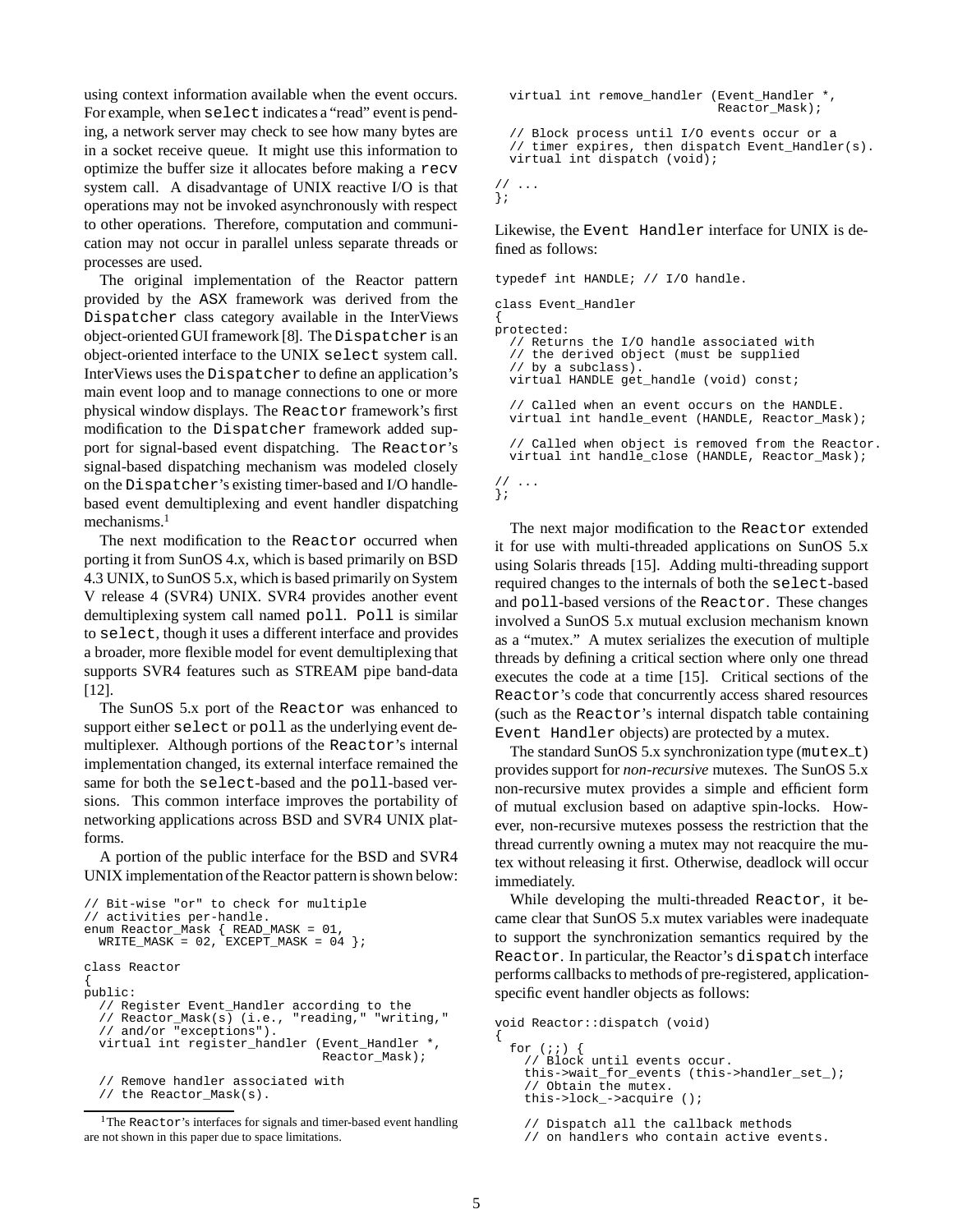using context information available when the event occurs. For example, when select indicates a "read" event is pending, a network server may check to see how many bytes are in a socket receive queue. It might use this information to optimize the buffer size it allocates before making a recv system call. A disadvantage of UNIX reactive I/O is that operations may not be invoked asynchronously with respect to other operations. Therefore, computation and communication may not occur in parallel unless separate threads or processes are used.

The original implementation of the Reactor pattern provided by the ASX framework was derived from the Dispatcher class category available in the InterViews object-oriented GUI framework [8]. The Dispatcher is an object-oriented interface to the UNIX select system call. InterViews uses the Dispatcher to define an application's main event loop and to manage connections to one or more physical window displays. The Reactor framework's first modification to the Dispatcher framework added support for signal-based event dispatching. The Reactor's signal-based dispatching mechanism was modeled closely on the Dispatcher's existing timer-based and I/O handle-based event demultiplexing and event handler dispatching mechanisms.[1]

The next modification to the Reactor occurred when porting it from SunOS 4.x, which is based primarily on BSD 4.3 UNIX, to SunOS 5.x, which is based primarily on System V release 4 (SVR4) UNIX. SVR4 provides another event demultiplexing system call named poll. Poll is similar to select, though it uses a different interface and provides a broader, more flexible model for event demultiplexing that supports SVR4 features such as STREAM pipe band-data [12].

The SunOS 5.x port of the Reactor was enhanced to support either select or poll as the underlying event demultiplexer. Although portions of the Reactor's internal implementation changed, its external interface remained the same for both the select-based and the poll-based versions. This common interface improves the portability of networking applications across BSD and SVR4 UNIX platforms.

A portion of the public interface for the BSD and SVR4 UNIX implementation of the Reactor pattern is shown below:

```
// Bit-wise "or" to check for multiple
// activities per-handle.
enum Reactor_Mask { READ_MASK = 01,
  WRITE_MASK = 02, EXCEPT_MASK = 04 };

class Reactor
{
public:
  // Register Event_Handler according to the
  // Reactor_Mask(s) (i.e., "reading," "writing,"
  // and/or "exceptions").
  virtual int register_handler (Event_Handler *,
                                Reactor_Mask);

  // Remove handler associated with
  // the Reactor_Mask(s).
  virtual int remove_handler (Event_Handler *,
                              Reactor_Mask);

  // Block process until I/O events occur or a
  // timer expires, then dispatch Event_Handler(s).
  virtual int dispatch (void);

// ...
};
```

Likewise, the Event Handler interface for UNIX is defined as follows:

```
typedef int HANDLE; // I/O handle.

class Event_Handler
{
protected:
  // Returns the I/O handle associated with
  // the derived object (must be supplied
  // by a subclass).
  virtual HANDLE get_handle (void) const;

  // Called when an event occurs on the HANDLE.
  virtual int handle_event (HANDLE, Reactor_Mask);

  // Called when object is removed from the Reactor.
  virtual int handle_close (HANDLE, Reactor_Mask);

// ...
};
```

The next major modification to the Reactor extended it for use with multi-threaded applications on SunOS 5.x using Solaris threads [15]. Adding multi-threading support required changes to the internals of both the select-based and poll-based versions of the Reactor. These changes involved a SunOS 5.x mutual exclusion mechanism known as a "mutex." A mutex serializes the execution of multiple threads by defining a critical section where only one thread executes the code at a time [15]. Critical sections of the Reactor's code that concurrently access shared resources (such as the Reactor's internal dispatch table containing Event Handler objects) are protected by a mutex.

The standard SunOS 5.x synchronization type (mutex_t) provides support for *non-recursive* mutexes. The SunOS 5.x non-recursive mutex provides a simple and efficient form of mutual exclusion based on adaptive spin-locks. However, non-recursive mutexes possess the restriction that the thread currently owning a mutex may not reacquire the mutex without releasing it first. Otherwise, deadlock will occur immediately.

While developing the multi-threaded Reactor, it became clear that SunOS 5.x mutex variables were inadequate to support the synchronization semantics required by the Reactor. In particular, the Reactor's dispatch interface performs callbacks to methods of pre-registered, application-specific event handler objects as follows:

```
void Reactor::dispatch (void)
{
  for (;;) {
    // Block until events occur.
    this->wait_for_events (this->handler_set_);
    // Obtain the mutex.
    this->lock_->acquire ();

    // Dispatch all the callback methods
    // on handlers who contain active events.
```

[1] The Reactor's interfaces for signals and timer-based event handling are not shown in this paper due to space limitations.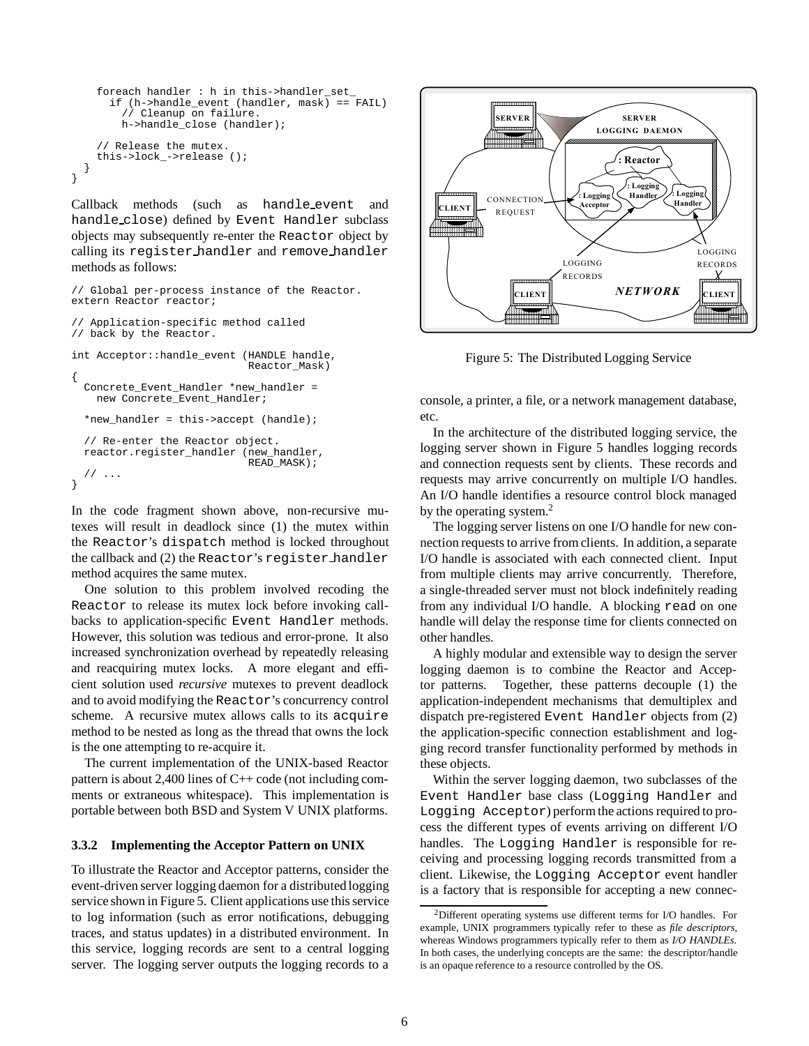```
    foreach handler : h in this->handler_set_
      if (h->handle_event (handler, mask) == FAIL)
        // Cleanup on failure.
        h->handle_close (handler);

    // Release the mutex.
    this->lock_->release ();
  }
}
```

Callback methods (such as handle_event and handle_close) defined by Event Handler subclass objects may subsequently re-enter the Reactor object by calling its register_handler and remove_handler methods as follows:

```
// Global per-process instance of the Reactor.
extern Reactor reactor;

// Application-specific method called
// back by the Reactor.

int Acceptor::handle_event (HANDLE handle,
                            Reactor_Mask)
{
  Concrete_Event_Handler *new_handler =
    new Concrete_Event_Handler;

  *new_handler = this->accept (handle);

  // Re-enter the Reactor object.
  reactor.register_handler (new_handler,
                            READ_MASK);
  // ...
}
```

In the code fragment shown above, non-recursive mutexes will result in deadlock since (1) the mutex within the Reactor's dispatch method is locked throughout the callback and (2) the Reactor's register_handler method acquires the same mutex.

One solution to this problem involved recoding the Reactor to release its mutex lock before invoking callbacks to application-specific Event Handler methods. However, this solution was tedious and error-prone. It also increased synchronization overhead by repeatedly releasing and reacquiring mutex locks. A more elegant and efficient solution used *recursive* mutexes to prevent deadlock and to avoid modifying the Reactor's concurrency control scheme. A recursive mutex allows calls to its acquire method to be nested as long as the thread that owns the lock is the one attempting to re-acquire it.

The current implementation of the UNIX-based Reactor pattern is about 2,400 lines of C++ code (not including comments or extraneous whitespace). This implementation is portable between both BSD and System V UNIX platforms.

### 3.3.2 Implementing the Acceptor Pattern on UNIX

To illustrate the Reactor and Acceptor patterns, consider the event-driven server logging daemon for a distributed logging service shown in Figure 5. Client applications use this service to log information (such as error notifications, debugging traces, and status updates) in a distributed environment. In this service, logging records are sent to a central logging server. The logging server outputs the logging records to a console, a printer, a file, or a network management database, etc.

Figure 5: The Distributed Logging Service

In the architecture of the distributed logging service, the logging server shown in Figure 5 handles logging records and connection requests sent by clients. These records and requests may arrive concurrently on multiple I/O handles. An I/O handle identifies a resource control block managed by the operating system.[2]

The logging server listens on one I/O handle for new connection requests to arrive from clients. In addition, a separate I/O handle is associated with each connected client. Input from multiple clients may arrive concurrently. Therefore, a single-threaded server must not block indefinitely reading from any individual I/O handle. A blocking read on one handle will delay the response time for clients connected on other handles.

A highly modular and extensible way to design the server logging daemon is to combine the Reactor and Acceptor patterns. Together, these patterns decouple (1) the application-independent mechanisms that demultiplex and dispatch pre-registered Event Handler objects from (2) the application-specific connection establishment and logging record transfer functionality performed by methods in these objects.

Within the server logging daemon, two subclasses of the Event Handler base class (Logging Handler and Logging Acceptor) perform the actions required to process the different types of events arriving on different I/O handles. The Logging Handler is responsible for receiving and processing logging records transmitted from a client. Likewise, the Logging Acceptor event handler is a factory that is responsible for accepting a new connec-

[2] Different operating systems use different terms for I/O handles. For example, UNIX programmers typically refer to these as *file descriptors*, whereas Windows programmers typically refer to them as *I/O HANDLEs*. In both cases, the underlying concepts are the same: the descriptor/handle is an opaque reference to a resource controlled by the OS.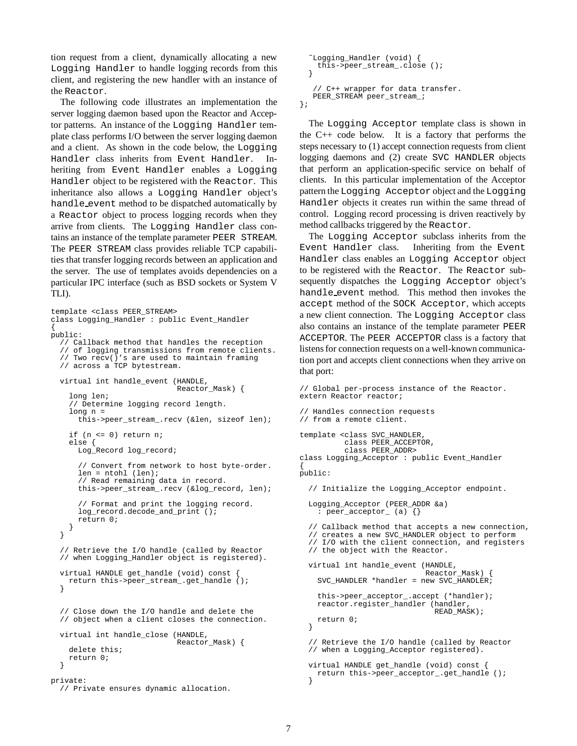tion request from a client, dynamically allocating a new Logging Handler to handle logging records from this client, and registering the new handler with an instance of the Reactor.

The following code illustrates an implementation the server logging daemon based upon the Reactor and Acceptor patterns. An instance of the Logging Handler template class performs I/O between the server logging daemon and a client. As shown in the code below, the Logging Handler class inherits from Event Handler. Inheriting from Event Handler enables a Logging Handler object to be registered with the Reactor. This inheritance also allows a Logging Handler object's handle_event method to be dispatched automatically by a Reactor object to process logging records when they arrive from clients. The Logging Handler class contains an instance of the template parameter PEER STREAM. The PEER STREAM class provides reliable TCP capabilities that transfer logging records between an application and the server. The use of templates avoids dependencies on a particular IPC interface (such as BSD sockets or System V TLI).

```
template <class PEER_STREAM>
class Logging_Handler : public Event_Handler
{
public:
  // Callback method that handles the reception
  // of logging transmissions from remote clients.
  // Two recv()'s are used to maintain framing
  // across a TCP bytestream.

  virtual int handle_event (HANDLE,
                            Reactor_Mask) {
    long len;
    // Determine logging record length.
    long n =
      this->peer_stream_.recv (&len, sizeof len);

    if (n <= 0) return n;
    else {
      Log_Record log_record;

      // Convert from network to host byte-order.
      len = ntohl (len);
      // Read remaining data in record.
      this->peer_stream_.recv (&log_record, len);

      // Format and print the logging record.
      log_record.decode_and_print ();
      return 0;
    }
  }

  // Retrieve the I/O handle (called by Reactor
  // when Logging_Handler object is registered).

  virtual HANDLE get_handle (void) const {
    return this->peer_stream_.get_handle ();
  }


  // Close down the I/O handle and delete the
  // object when a client closes the connection.

  virtual int handle_close (HANDLE,
                            Reactor_Mask) {
    delete this;
    return 0;
  }

private:
  // Private ensures dynamic allocation.
  ~Logging_Handler (void) {
    this->peer_stream_.close ();
  }

   // C++ wrapper for data transfer.
   PEER_STREAM peer_stream_;
};
```

The Logging Acceptor template class is shown in the C++ code below. It is a factory that performs the steps necessary to (1) accept connection requests from client logging daemons and (2) create SVC HANDLER objects that perform an application-specific service on behalf of clients. In this particular implementation of the Acceptor pattern the Logging Acceptor object and the Logging Handler objects it creates run within the same thread of control. Logging record processing is driven reactively by method callbacks triggered by the Reactor.

The Logging Acceptor subclass inherits from the Event Handler class. Inheriting from the Event Handler class enables an Logging Acceptor object to be registered with the Reactor. The Reactor subsequently dispatches the Logging Acceptor object's handle_event method. This method then invokes the accept method of the SOCK Acceptor, which accepts a new client connection. The Logging Acceptor class also contains an instance of the template parameter PEER ACCEPTOR. The PEER ACCEPTOR class is a factory that listens for connection requests on a well-known communication port and accepts client connections when they arrive on that port:

```
// Global per-process instance of the Reactor.
extern Reactor reactor;

// Handles connection requests
// from a remote client.

template <class SVC_HANDLER,
          class PEER_ACCEPTOR,
          class PEER_ADDR>
class Logging_Acceptor : public Event_Handler
{
public:

  // Initialize the Logging_Acceptor endpoint.

  Logging_Acceptor (PEER_ADDR &a)
    : peer_acceptor_ (a) {}

  // Callback method that accepts a new connection,
  // creates a new SVC_HANDLER object to perform
  // I/O with the client connection, and registers
  // the object with the Reactor.

  virtual int handle_event (HANDLE,
                            Reactor_Mask) {
    SVC_HANDLER *handler = new SVC_HANDLER;

    this->peer_acceptor_.accept (*handler);
    reactor.register_handler (handler,
                              READ_MASK);
    return 0;
  }

  // Retrieve the I/O handle (called by Reactor
  // when a Logging_Acceptor registered).

  virtual HANDLE get_handle (void) const {
    return this->peer_acceptor_.get_handle ();
  }
```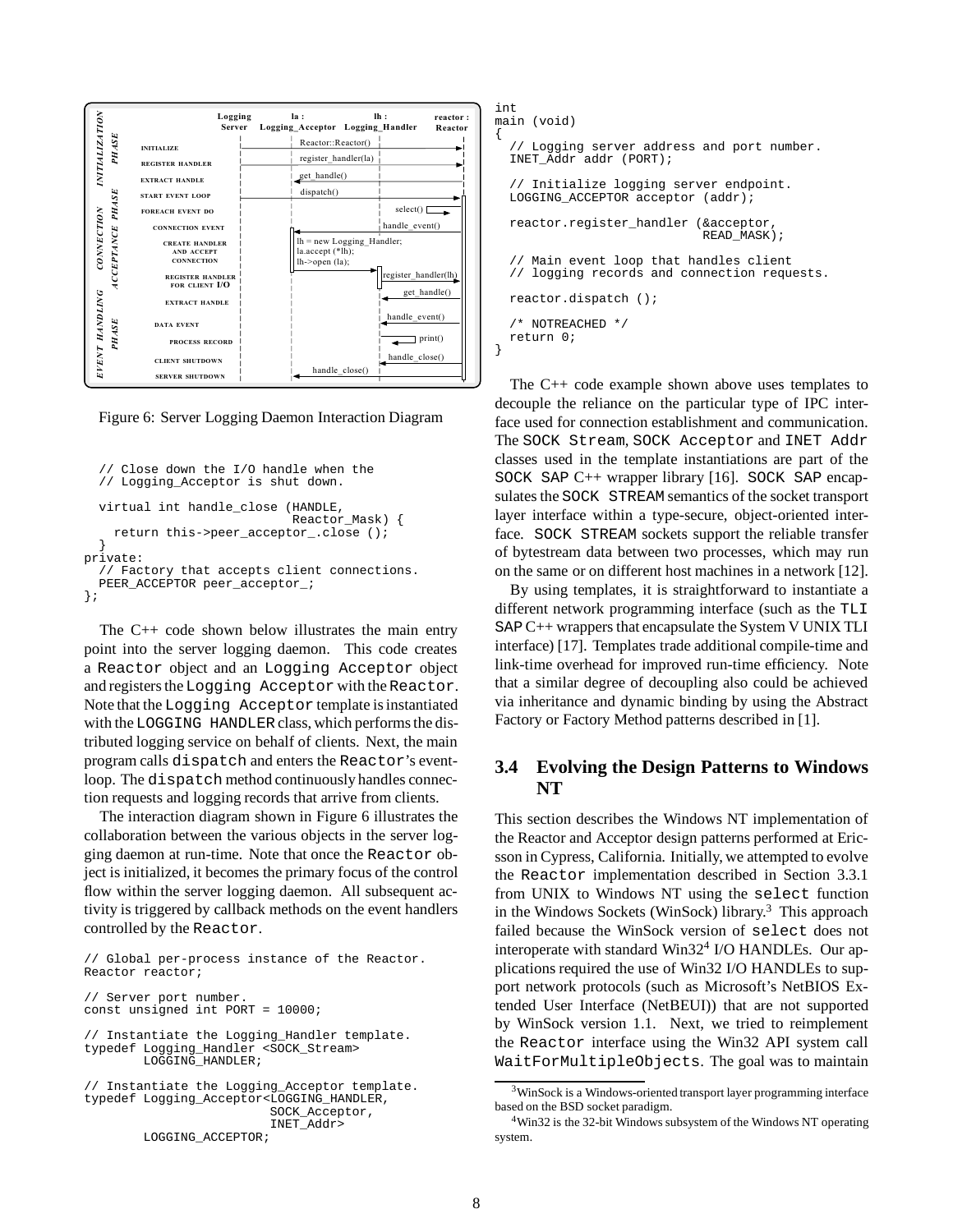Figure 6: Server Logging Daemon Interaction Diagram

```
  // Close down the I/O handle when the
  // Logging_Acceptor is shut down.

  virtual int handle_close (HANDLE,
                            Reactor_Mask) {
    return this->peer_acceptor_.close ();
  }
private:
  // Factory that accepts client connections.
  PEER_ACCEPTOR peer_acceptor_;
};
```

The C++ code shown below illustrates the main entry point into the server logging daemon. This code creates a `Reactor` object and an `Logging Acceptor` object and registers the `Logging Acceptor` with the `Reactor`. Note that the `Logging Acceptor` template is instantiated with the `LOGGING HANDLER` class, which performs the distributed logging service on behalf of clients. Next, the main program calls `dispatch` and enters the `Reactor`'s event-loop. The `dispatch` method continuously handles connection requests and logging records that arrive from clients.

The interaction diagram shown in Figure 6 illustrates the collaboration between the various objects in the server logging daemon at run-time. Note that once the `Reactor` object is initialized, it becomes the primary focus of the control flow within the server logging daemon. All subsequent activity is triggered by callback methods on the event handlers controlled by the `Reactor`.

```
// Global per-process instance of the Reactor.
Reactor reactor;

// Server port number.
const unsigned int PORT = 10000;

// Instantiate the Logging_Handler template.
typedef Logging_Handler <SOCK_Stream>
        LOGGING_HANDLER;

// Instantiate the Logging_Acceptor template.
typedef Logging_Acceptor<LOGGING_HANDLER,
                         SOCK_Acceptor,
                         INET_Addr>
        LOGGING_ACCEPTOR;
```

```
int
main (void)
{
  // Logging server address and port number.
  INET_Addr addr (PORT);

  // Initialize logging server endpoint.
  LOGGING_ACCEPTOR acceptor (addr);

  reactor.register_handler (&acceptor,
                            READ_MASK);

  // Main event loop that handles client
  // logging records and connection requests.

  reactor.dispatch ();

  /* NOTREACHED */
  return 0;
}
```

The C++ code example shown above uses templates to decouple the reliance on the particular type of IPC interface used for connection establishment and communication. The `SOCK Stream`, `SOCK Acceptor` and `INET Addr` classes used in the template instantiations are part of the `SOCK SAP` C++ wrapper library [16]. `SOCK SAP` encapsulates the `SOCK STREAM` semantics of the socket transport layer interface within a type-secure, object-oriented interface. `SOCK STREAM` sockets support the reliable transfer of bytestream data between two processes, which may run on the same or on different host machines in a network [12].

By using templates, it is straightforward to instantiate a different network programming interface (such as the `TLI SAP` C++ wrappers that encapsulate the System V UNIX TLI interface) [17]. Templates trade additional compile-time and link-time overhead for improved run-time efficiency. Note that a similar degree of decoupling also could be achieved via inheritance and dynamic binding by using the Abstract Factory or Factory Method patterns described in [1].

### 3.4 Evolving the Design Patterns to Windows NT

This section describes the Windows NT implementation of the Reactor and Acceptor design patterns performed at Ericsson in Cypress, California. Initially, we attempted to evolve the `Reactor` implementation described in Section 3.3.1 from UNIX to Windows NT using the `select` function in the Windows Sockets (WinSock) library.[3] This approach failed because the WinSock version of `select` does not interoperate with standard Win32[4] I/O HANDLEs. Our applications required the use of Win32 I/O HANDLEs to support network protocols (such as Microsoft's NetBIOS Extended User Interface (NetBEUI)) that are not supported by WinSock version 1.1. Next, we tried to reimplement the `Reactor` interface using the Win32 API system call `WaitForMultipleObjects`. The goal was to maintain

[3] WinSock is a Windows-oriented transport layer programming interface based on the BSD socket paradigm.

[4] Win32 is the 32-bit Windows subsystem of the Windows NT operating system.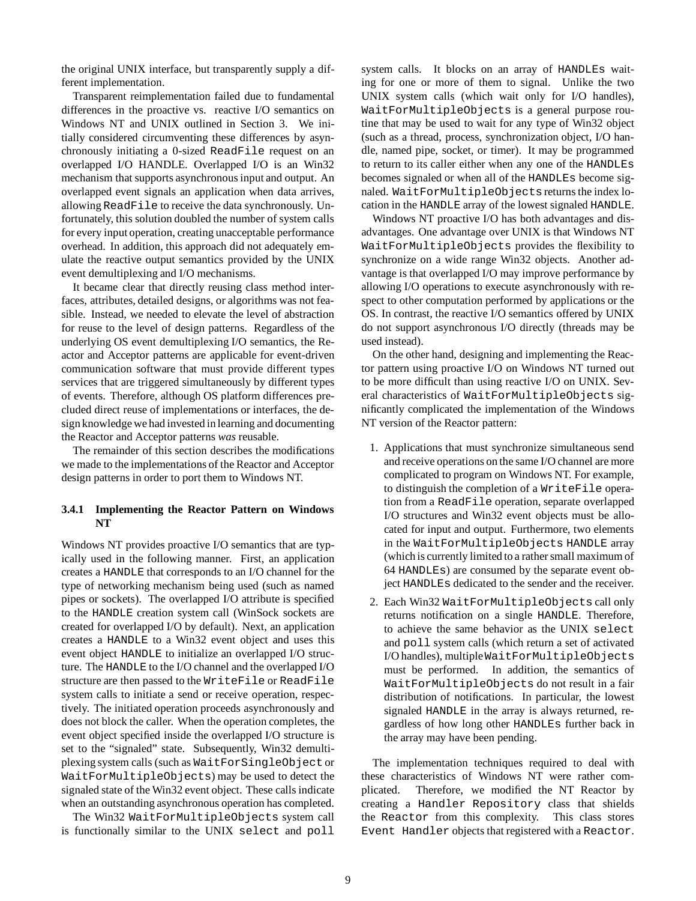the original UNIX interface, but transparently supply a different implementation.

Transparent reimplementation failed due to fundamental differences in the proactive vs. reactive I/O semantics on Windows NT and UNIX outlined in Section 3. We initially considered circumventing these differences by asynchronously initiating a 0-sized `ReadFile` request on an overlapped I/O HANDLE. Overlapped I/O is an Win32 mechanism that supports asynchronous input and output. An overlapped event signals an application when data arrives, allowing `ReadFile` to receive the data synchronously. Unfortunately, this solution doubled the number of system calls for every input operation, creating unacceptable performance overhead. In addition, this approach did not adequately emulate the reactive output semantics provided by the UNIX event demultiplexing and I/O mechanisms.

It became clear that directly reusing class method interfaces, attributes, detailed designs, or algorithms was not feasible. Instead, we needed to elevate the level of abstraction for reuse to the level of design patterns. Regardless of the underlying OS event demultiplexing I/O semantics, the Reactor and Acceptor patterns are applicable for event-driven communication software that must provide different types services that are triggered simultaneously by different types of events. Therefore, although OS platform differences precluded direct reuse of implementations or interfaces, the design knowledge we had invested in learning and documenting the Reactor and Acceptor patterns *was* reusable.

The remainder of this section describes the modifications we made to the implementations of the Reactor and Acceptor design patterns in order to port them to Windows NT.

### 3.4.1 Implementing the Reactor Pattern on Windows NT

Windows NT provides proactive I/O semantics that are typically used in the following manner. First, an application creates a `HANDLE` that corresponds to an I/O channel for the type of networking mechanism being used (such as named pipes or sockets). The overlapped I/O attribute is specified to the `HANDLE` creation system call (WinSock sockets are created for overlapped I/O by default). Next, an application creates a `HANDLE` to a Win32 event object and uses this event object `HANDLE` to initialize an overlapped I/O structure. The `HANDLE` to the I/O channel and the overlapped I/O structure are then passed to the `WriteFile` or `ReadFile` system calls to initiate a send or receive operation, respectively. The initiated operation proceeds asynchronously and does not block the caller. When the operation completes, the event object specified inside the overlapped I/O structure is set to the "signaled" state. Subsequently, Win32 demultiplexing system calls (such as `WaitForSingleObject` or `WaitForMultipleObjects`) may be used to detect the signaled state of the Win32 event object. These calls indicate when an outstanding asynchronous operation has completed.

The Win32 `WaitForMultipleObjects` system call is functionally similar to the UNIX `select` and `poll` system calls. It blocks on an array of `HANDLEs` waiting for one or more of them to signal. Unlike the two UNIX system calls (which wait only for I/O handles), `WaitForMultipleObjects` is a general purpose routine that may be used to wait for any type of Win32 object (such as a thread, process, synchronization object, I/O handle, named pipe, socket, or timer). It may be programmed to return to its caller either when any one of the `HANDLEs` becomes signaled or when all of the `HANDLEs` become signaled. `WaitForMultipleObjects` returns the index location in the `HANDLE` array of the lowest signaled `HANDLE`.

Windows NT proactive I/O has both advantages and disadvantages. One advantage over UNIX is that Windows NT `WaitForMultipleObjects` provides the flexibility to synchronize on a wide range Win32 objects. Another advantage is that overlapped I/O may improve performance by allowing I/O operations to execute asynchronously with respect to other computation performed by applications or the OS. In contrast, the reactive I/O semantics offered by UNIX do not support asynchronous I/O directly (threads may be used instead).

On the other hand, designing and implementing the Reactor pattern using proactive I/O on Windows NT turned out to be more difficult than using reactive I/O on UNIX. Several characteristics of `WaitForMultipleObjects` significantly complicated the implementation of the Windows NT version of the Reactor pattern:

1. Applications that must synchronize simultaneous send and receive operations on the same I/O channel are more complicated to program on Windows NT. For example, to distinguish the completion of a `WriteFile` operation from a `ReadFile` operation, separate overlapped I/O structures and Win32 event objects must be allocated for input and output. Furthermore, two elements in the `WaitForMultipleObjects` `HANDLE` array (which is currently limited to a rather small maximum of 64 `HANDLEs`) are consumed by the separate event object `HANDLEs` dedicated to the sender and the receiver.

2. Each Win32 `WaitForMultipleObjects` call only returns notification on a single `HANDLE`. Therefore, to achieve the same behavior as the UNIX `select` and `poll` system calls (which return a set of activated I/O handles), multiple `WaitForMultipleObjects` must be performed. In addition, the semantics of `WaitForMultipleObjects` do not result in a fair distribution of notifications. In particular, the lowest signaled `HANDLE` in the array is always returned, regardless of how long other `HANDLEs` further back in the array may have been pending.

The implementation techniques required to deal with these characteristics of Windows NT were rather complicated. Therefore, we modified the NT Reactor by creating a `Handler Repository` class that shields the `Reactor` from this complexity. This class stores `Event Handler` objects that registered with a `Reactor`.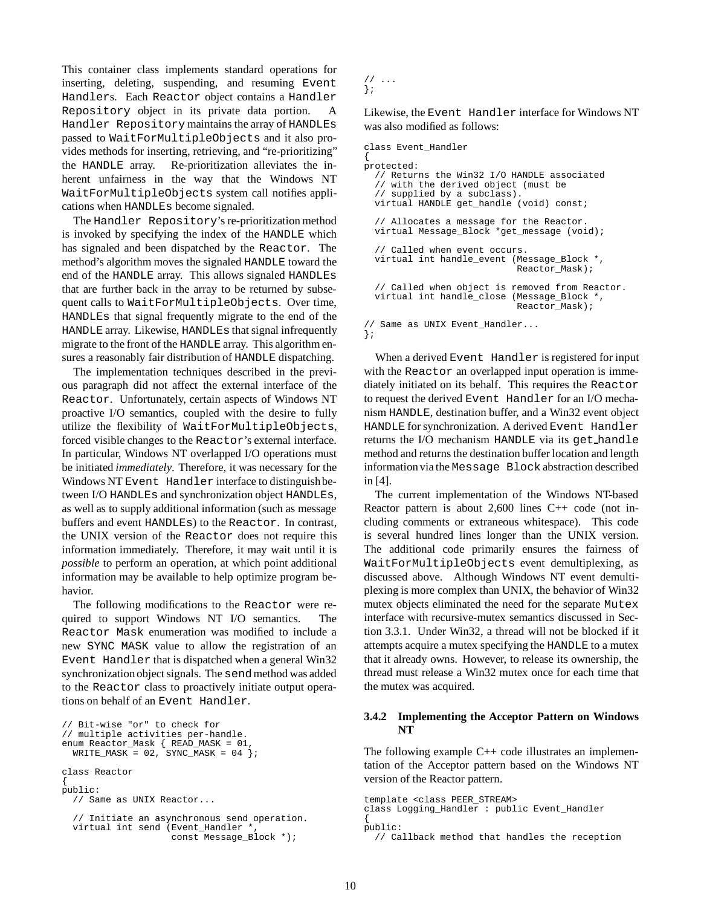This container class implements standard operations for inserting, deleting, suspending, and resuming Event Handlers. Each Reactor object contains a Handler Repository object in its private data portion. A Handler Repository maintains the array of HANDLEs passed to WaitForMultipleObjects and it also provides methods for inserting, retrieving, and "re-prioritizing" the HANDLE array. Re-prioritization alleviates the inherent unfairness in the way that the Windows NT WaitForMultipleObjects system call notifies applications when HANDLEs become signaled.

The Handler Repository's re-prioritization method is invoked by specifying the index of the HANDLE which has signaled and been dispatched by the Reactor. The method's algorithm moves the signaled HANDLE toward the end of the HANDLE array. This allows signaled HANDLEs that are further back in the array to be returned by subsequent calls to WaitForMultipleObjects. Over time, HANDLEs that signal frequently migrate to the end of the HANDLE array. Likewise, HANDLEs that signal infrequently migrate to the front of the HANDLE array. This algorithm ensures a reasonably fair distribution of HANDLE dispatching.

The implementation techniques described in the previous paragraph did not affect the external interface of the Reactor. Unfortunately, certain aspects of Windows NT proactive I/O semantics, coupled with the desire to fully utilize the flexibility of WaitForMultipleObjects, forced visible changes to the Reactor's external interface. In particular, Windows NT overlapped I/O operations must be initiated *immediately*. Therefore, it was necessary for the Windows NT Event Handler interface to distinguish between I/O HANDLEs and synchronization object HANDLEs, as well as to supply additional information (such as message buffers and event HANDLEs) to the Reactor. In contrast, the UNIX version of the Reactor does not require this information immediately. Therefore, it may wait until it is *possible* to perform an operation, at which point additional information may be available to help optimize program behavior.

The following modifications to the Reactor were required to support Windows NT I/O semantics. The Reactor Mask enumeration was modified to include a new SYNC MASK value to allow the registration of an Event Handler that is dispatched when a general Win32 synchronization object signals. The send method was added to the Reactor class to proactively initiate output operations on behalf of an Event Handler.

```
// Bit-wise "or" to check for
// multiple activities per-handle.
enum Reactor_Mask { READ_MASK = 01,
  WRITE_MASK = 02, SYNC_MASK = 04 };

class Reactor
{
public:
  // Same as UNIX Reactor...

  // Initiate an asynchronous send operation.
  virtual int send (Event_Handler *,
                    const Message_Block *);
// ...
};
```

Likewise, the Event Handler interface for Windows NT was also modified as follows:

```
class Event_Handler
{
protected:
  // Returns the Win32 I/O HANDLE associated
  // with the derived object (must be
  // supplied by a subclass).
  virtual HANDLE get_handle (void) const;

  // Allocates a message for the Reactor.
  virtual Message_Block *get_message (void);

  // Called when event occurs.
  virtual int handle_event (Message_Block *,
                            Reactor_Mask);

  // Called when object is removed from Reactor.
  virtual int handle_close (Message_Block *,
                            Reactor_Mask);

// Same as UNIX Event_Handler...
};
```

When a derived Event Handler is registered for input with the Reactor an overlapped input operation is immediately initiated on its behalf. This requires the Reactor to request the derived Event Handler for an I/O mechanism HANDLE, destination buffer, and a Win32 event object HANDLE for synchronization. A derived Event Handler returns the I/O mechanism HANDLE via its get_handle method and returns the destination buffer location and length information via the Message Block abstraction described in [4].

The current implementation of the Windows NT-based Reactor pattern is about 2,600 lines C++ code (not including comments or extraneous whitespace). This code is several hundred lines longer than the UNIX version. The additional code primarily ensures the fairness of WaitForMultipleObjects event demultiplexing, as discussed above. Although Windows NT event demultiplexing is more complex than UNIX, the behavior of Win32 mutex objects eliminated the need for the separate Mutex interface with recursive-mutex semantics discussed in Section 3.3.1. Under Win32, a thread will not be blocked if it attempts acquire a mutex specifying the HANDLE to a mutex that it already owns. However, to release its ownership, the thread must release a Win32 mutex once for each time that the mutex was acquired.

### 3.4.2 Implementing the Acceptor Pattern on Windows NT

The following example C++ code illustrates an implementation of the Acceptor pattern based on the Windows NT version of the Reactor pattern.

```
template <class PEER_STREAM>
class Logging_Handler : public Event_Handler
{
public:
  // Callback method that handles the reception
```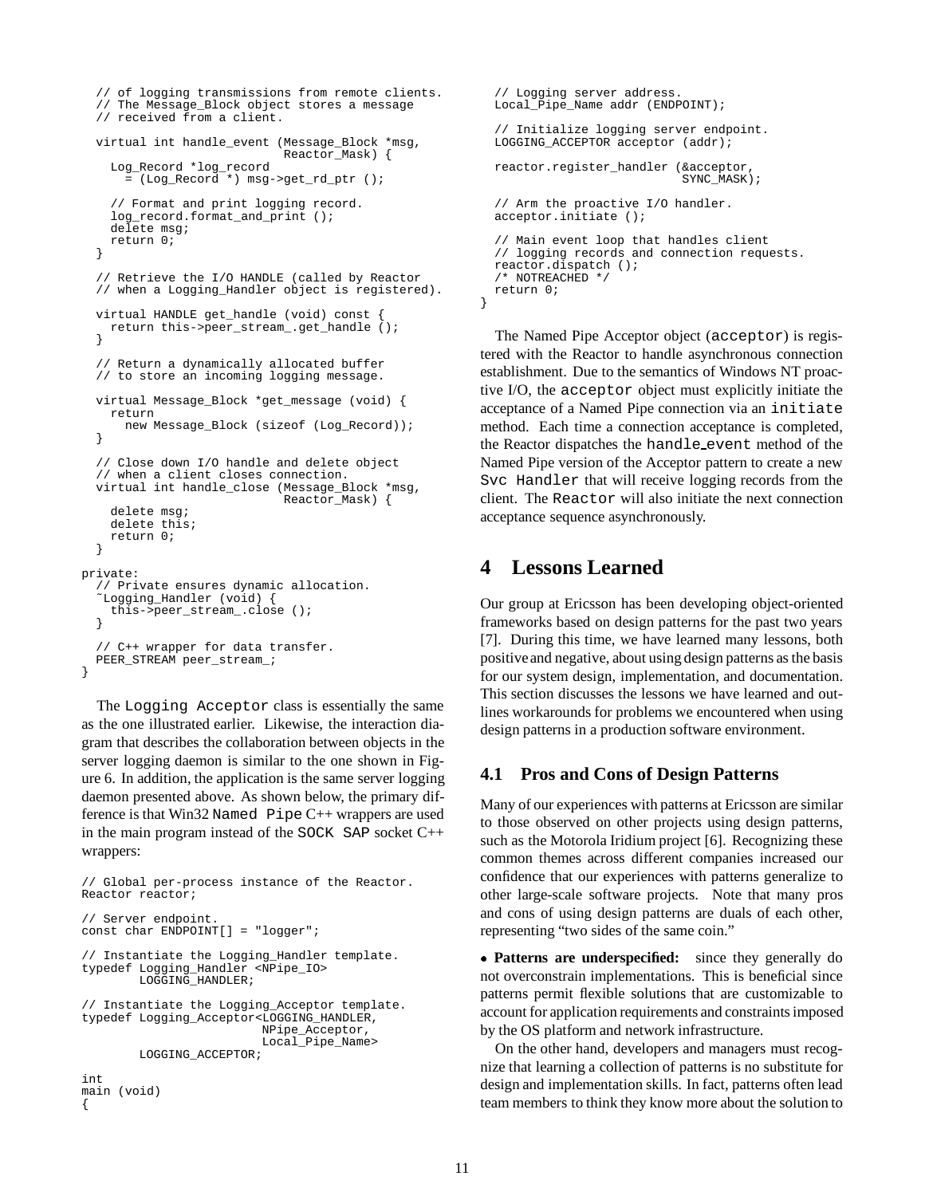```
  // of logging transmissions from remote clients.
  // The Message_Block object stores a message
  // received from a client.

  virtual int handle_event (Message_Block *msg,
                            Reactor_Mask) {
    Log_Record *log_record
      = (Log_Record *) msg->get_rd_ptr ();

    // Format and print logging record.
    log_record.format_and_print ();
    delete msg;
    return 0;
  }

  // Retrieve the I/O HANDLE (called by Reactor
  // when a Logging_Handler object is registered).

  virtual HANDLE get_handle (void) const {
    return this->peer_stream_.get_handle ();
  }

  // Return a dynamically allocated buffer
  // to store an incoming logging message.

  virtual Message_Block *get_message (void) {
    return
      new Message_Block (sizeof (Log_Record));
  }

  // Close down I/O handle and delete object
  // when a client closes connection.
  virtual int handle_close (Message_Block *msg,
                            Reactor_Mask) {
    delete msg;
    delete this;
    return 0;
  }

private:
  // Private ensures dynamic allocation.
  ~Logging_Handler (void) {
    this->peer_stream_.close ();
  }

  // C++ wrapper for data transfer.
  PEER_STREAM peer_stream_;
}
```

The `Logging Acceptor` class is essentially the same as the one illustrated earlier. Likewise, the interaction diagram that describes the collaboration between objects in the server logging daemon is similar to the one shown in Figure 6. In addition, the application is the same server logging daemon presented above. As shown below, the primary difference is that Win32 `Named Pipe` C++ wrappers are used in the main program instead of the `SOCK SAP` socket C++ wrappers:

```
// Global per-process instance of the Reactor.
Reactor reactor;

// Server endpoint.
const char ENDPOINT[] = "logger";

// Instantiate the Logging_Handler template.
typedef Logging_Handler <NPipe_IO>
        LOGGING_HANDLER;

// Instantiate the Logging_Acceptor template.
typedef Logging_Acceptor<LOGGING_HANDLER,
                         NPipe_Acceptor,
                         Local_Pipe_Name>
        LOGGING_ACCEPTOR;

int
main (void)
{
  // Logging server address.
  Local_Pipe_Name addr (ENDPOINT);

  // Initialize logging server endpoint.
  LOGGING_ACCEPTOR acceptor (addr);

  reactor.register_handler (&acceptor,
                            SYNC_MASK);

  // Arm the proactive I/O handler.
  acceptor.initiate ();

  // Main event loop that handles client
  // logging records and connection requests.
  reactor.dispatch ();
  /* NOTREACHED */
  return 0;
}
```

The Named Pipe Acceptor object (`acceptor`) is registered with the Reactor to handle asynchronous connection establishment. Due to the semantics of Windows NT proactive I/O, the `acceptor` object must explicitly initiate the acceptance of a Named Pipe connection via an `initiate` method. Each time a connection acceptance is completed, the Reactor dispatches the `handle_event` method of the Named Pipe version of the Acceptor pattern to create a new `Svc Handler` that will receive logging records from the client. The `Reactor` will also initiate the next connection acceptance sequence asynchronously.

# 4 Lessons Learned

Our group at Ericsson has been developing object-oriented frameworks based on design patterns for the past two years [7]. During this time, we have learned many lessons, both positive and negative, about using design patterns as the basis for our system design, implementation, and documentation. This section discusses the lessons we have learned and outlines workarounds for problems we encountered when using design patterns in a production software environment.

## 4.1 Pros and Cons of Design Patterns

Many of our experiences with patterns at Ericsson are similar to those observed on other projects using design patterns, such as the Motorola Iridium project [6]. Recognizing these common themes across different companies increased our confidence that our experiences with patterns generalize to other large-scale software projects. Note that many pros and cons of using design patterns are duals of each other, representing "two sides of the same coin."

- **Patterns are underspecified:** since they generally do not overconstrain implementations. This is beneficial since patterns permit flexible solutions that are customizable to account for application requirements and constraints imposed by the OS platform and network infrastructure.

  On the other hand, developers and managers must recognize that learning a collection of patterns is no substitute for design and implementation skills. In fact, patterns often lead team members to think they know more about the solution to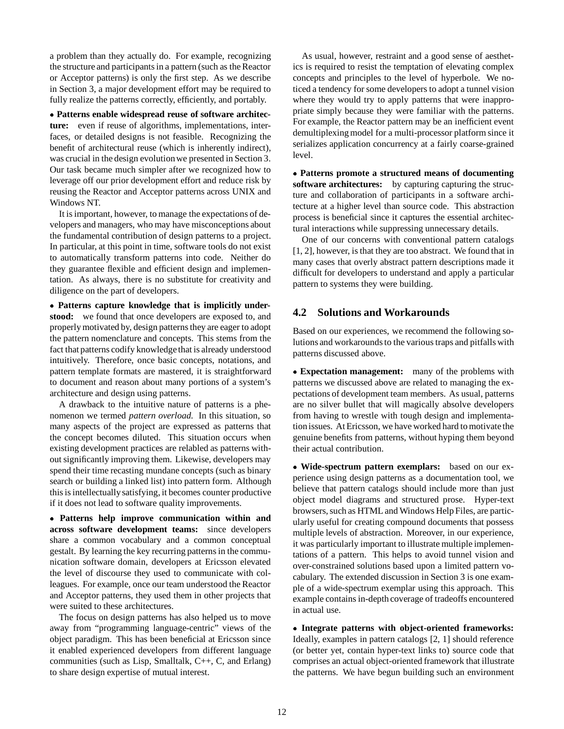a problem than they actually do. For example, recognizing the structure and participants in a pattern (such as the Reactor or Acceptor patterns) is only the first step. As we describe in Section 3, a major development effort may be required to fully realize the patterns correctly, efficiently, and portably.

- **Patterns enable widespread reuse of software architecture:** even if reuse of algorithms, implementations, interfaces, or detailed designs is not feasible. Recognizing the benefit of architectural reuse (which is inherently indirect), was crucial in the design evolution we presented in Section 3. Our task became much simpler after we recognized how to leverage off our prior development effort and reduce risk by reusing the Reactor and Acceptor patterns across UNIX and Windows NT.

It is important, however, to manage the expectations of developers and managers, who may have misconceptions about the fundamental contribution of design patterns to a project. In particular, at this point in time, software tools do not exist to automatically transform patterns into code. Neither do they guarantee flexible and efficient design and implementation. As always, there is no substitute for creativity and diligence on the part of developers.

- **Patterns capture knowledge that is implicitly understood:** we found that once developers are exposed to, and properly motivated by, design patterns they are eager to adopt the pattern nomenclature and concepts. This stems from the fact that patterns codify knowledge that is already understood intuitively. Therefore, once basic concepts, notations, and pattern template formats are mastered, it is straightforward to document and reason about many portions of a system's architecture and design using patterns.

A drawback to the intuitive nature of patterns is a phenomenon we termed *pattern overload*. In this situation, so many aspects of the project are expressed as patterns that the concept becomes diluted. This situation occurs when existing development practices are relabled as patterns without significantly improving them. Likewise, developers may spend their time recasting mundane concepts (such as binary search or building a linked list) into pattern form. Although this is intellectually satisfying, it becomes counter productive if it does not lead to software quality improvements.

- **Patterns help improve communication within and across software development teams:** since developers share a common vocabulary and a common conceptual gestalt. By learning the key recurring patterns in the communication software domain, developers at Ericsson elevated the level of discourse they used to communicate with colleagues. For example, once our team understood the Reactor and Acceptor patterns, they used them in other projects that were suited to these architectures.

The focus on design patterns has also helped us to move away from "programming language-centric" views of the object paradigm. This has been beneficial at Ericsson since it enabled experienced developers from different language communities (such as Lisp, Smalltalk, C++, C, and Erlang) to share design expertise of mutual interest.

As usual, however, restraint and a good sense of aesthetics is required to resist the temptation of elevating complex concepts and principles to the level of hyperbole. We noticed a tendency for some developers to adopt a tunnel vision where they would try to apply patterns that were inappropriate simply because they were familiar with the patterns. For example, the Reactor pattern may be an inefficient event demultiplexing model for a multi-processor platform since it serializes application concurrency at a fairly coarse-grained level.

- **Patterns promote a structured means of documenting software architectures:** by capturing capturing the structure and collaboration of participants in a software architecture at a higher level than source code. This abstraction process is beneficial since it captures the essential architectural interactions while suppressing unnecessary details.

One of our concerns with conventional pattern catalogs [1, 2], however, is that they are too abstract. We found that in many cases that overly abstract pattern descriptions made it difficult for developers to understand and apply a particular pattern to systems they were building.

## 4.2 Solutions and Workarounds

Based on our experiences, we recommend the following solutions and workarounds to the various traps and pitfalls with patterns discussed above.

- **Expectation management:** many of the problems with patterns we discussed above are related to managing the expectations of development team members. As usual, patterns are no silver bullet that will magically absolve developers from having to wrestle with tough design and implementation issues. At Ericsson, we have worked hard to motivate the genuine benefits from patterns, without hyping them beyond their actual contribution.

- **Wide-spectrum pattern exemplars:** based on our experience using design patterns as a documentation tool, we believe that pattern catalogs should include more than just object model diagrams and structured prose. Hyper-text browsers, such as HTML and Windows Help Files, are particularly useful for creating compound documents that possess multiple levels of abstraction. Moreover, in our experience, it was particularly important to illustrate multiple implementations of a pattern. This helps to avoid tunnel vision and over-constrained solutions based upon a limited pattern vocabulary. The extended discussion in Section 3 is one example of a wide-spectrum exemplar using this approach. This example contains in-depth coverage of tradeoffs encountered in actual use.

- **Integrate patterns with object-oriented frameworks:** Ideally, examples in pattern catalogs [2, 1] should reference (or better yet, contain hyper-text links to) source code that comprises an actual object-oriented framework that illustrate the patterns. We have begun building such an environment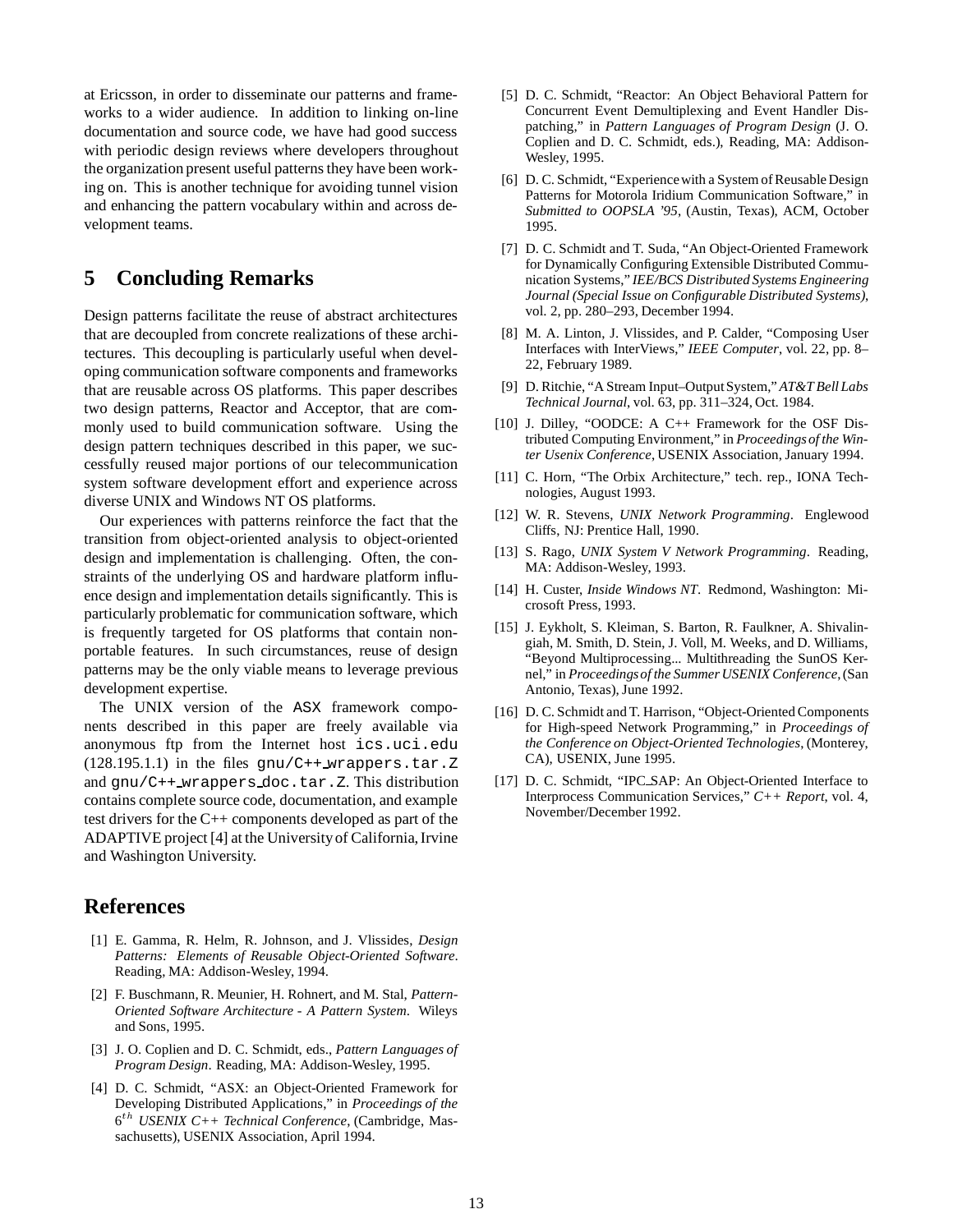at Ericsson, in order to disseminate our patterns and frameworks to a wider audience. In addition to linking on-line documentation and source code, we have had good success with periodic design reviews where developers throughout the organization present useful patterns they have been working on. This is another technique for avoiding tunnel vision and enhancing the pattern vocabulary within and across development teams.

## 5 Concluding Remarks

Design patterns facilitate the reuse of abstract architectures that are decoupled from concrete realizations of these architectures. This decoupling is particularly useful when developing communication software components and frameworks that are reusable across OS platforms. This paper describes two design patterns, Reactor and Acceptor, that are commonly used to build communication software. Using the design pattern techniques described in this paper, we successfully reused major portions of our telecommunication system software development effort and experience across diverse UNIX and Windows NT OS platforms.

Our experiences with patterns reinforce the fact that the transition from object-oriented analysis to object-oriented design and implementation is challenging. Often, the constraints of the underlying OS and hardware platform influence design and implementation details significantly. This is particularly problematic for communication software, which is frequently targeted for OS platforms that contain non-portable features. In such circumstances, reuse of design patterns may be the only viable means to leverage previous development expertise.

The UNIX version of the `ASX` framework components described in this paper are freely available via anonymous ftp from the Internet host `ics.uci.edu` (128.195.1.1) in the files `gnu/C++_wrappers.tar.Z` and `gnu/C++_wrappers_doc.tar.Z`. This distribution contains complete source code, documentation, and example test drivers for the C++ components developed as part of the ADAPTIVE project [4] at the University of California, Irvine and Washington University.

## References

[1] E. Gamma, R. Helm, R. Johnson, and J. Vlissides, *Design Patterns: Elements of Reusable Object-Oriented Software*. Reading, MA: Addison-Wesley, 1994.

[2] F. Buschmann, R. Meunier, H. Rohnert, and M. Stal, *Pattern-Oriented Software Architecture - A Pattern System*. Wileys and Sons, 1995.

[3] J. O. Coplien and D. C. Schmidt, eds., *Pattern Languages of Program Design*. Reading, MA: Addison-Wesley, 1995.

[4] D. C. Schmidt, "ASX: an Object-Oriented Framework for Developing Distributed Applications," in *Proceedings of the 6th USENIX C++ Technical Conference*, (Cambridge, Massachusetts), USENIX Association, April 1994.

[5] D. C. Schmidt, "Reactor: An Object Behavioral Pattern for Concurrent Event Demultiplexing and Event Handler Dispatching," in *Pattern Languages of Program Design* (J. O. Coplien and D. C. Schmidt, eds.), Reading, MA: Addison-Wesley, 1995.

[6] D. C. Schmidt, "Experience with a System of Reusable Design Patterns for Motorola Iridium Communication Software," in *Submitted to OOPSLA '95*, (Austin, Texas), ACM, October 1995.

[7] D. C. Schmidt and T. Suda, "An Object-Oriented Framework for Dynamically Configuring Extensible Distributed Communication Systems," *IEE/BCS Distributed Systems Engineering Journal (Special Issue on Configurable Distributed Systems)*, vol. 2, pp. 280–293, December 1994.

[8] M. A. Linton, J. Vlissides, and P. Calder, "Composing User Interfaces with InterViews," *IEEE Computer*, vol. 22, pp. 8–22, February 1989.

[9] D. Ritchie, "A Stream Input–Output System," *AT&T Bell Labs Technical Journal*, vol. 63, pp. 311–324, Oct. 1984.

[10] J. Dilley, "OODCE: A C++ Framework for the OSF Distributed Computing Environment," in *Proceedings of the Winter Usenix Conference*, USENIX Association, January 1994.

[11] C. Horn, "The Orbix Architecture," tech. rep., IONA Technologies, August 1993.

[12] W. R. Stevens, *UNIX Network Programming*. Englewood Cliffs, NJ: Prentice Hall, 1990.

[13] S. Rago, *UNIX System V Network Programming*. Reading, MA: Addison-Wesley, 1993.

[14] H. Custer, *Inside Windows NT*. Redmond, Washington: Microsoft Press, 1993.

[15] J. Eykholt, S. Kleiman, S. Barton, R. Faulkner, A. Shivalingiah, M. Smith, D. Stein, J. Voll, M. Weeks, and D. Williams, "Beyond Multiprocessing... Multithreading the SunOS Kernel," in *Proceedings of the Summer USENIX Conference*, (San Antonio, Texas), June 1992.

[16] D. C. Schmidt and T. Harrison, "Object-Oriented Components for High-speed Network Programming," in *Proceedings of the Conference on Object-Oriented Technologies*, (Monterey, CA), USENIX, June 1995.

[17] D. C. Schmidt, "IPC_SAP: An Object-Oriented Interface to Interprocess Communication Services," *C++ Report*, vol. 4, November/December 1992.